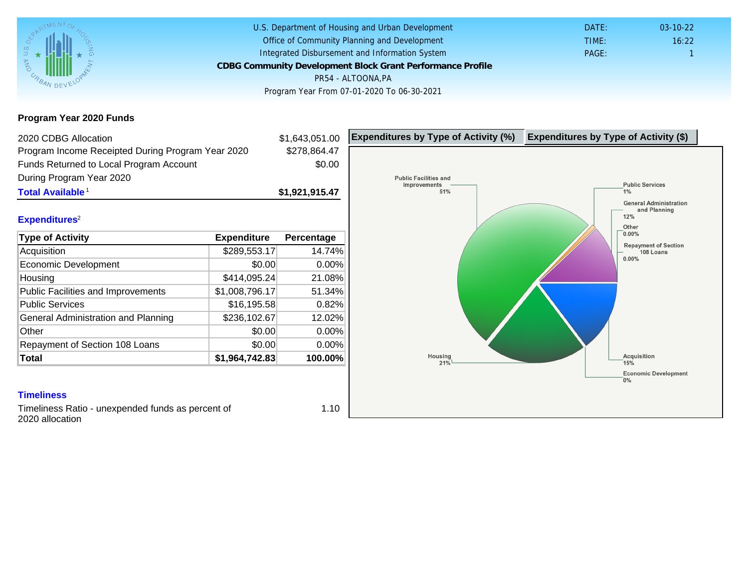U.S. Department of Housing and Urban Development
Office of Community Planning and Development
Integrated Disbursement and Information System

# CDBG Community Development Block Grant Performance Profile

PR54 - ALTOONA,PA

Program Year From 07-01-2020 To 06-30-2021

DATE: 03-10-22
TIME: 16:22
PAGE: 1

## Program Year 2020 Funds

| | |
|---|---|
| 2020 CDBG Allocation | $1,643,051.00 |
| Program Income Receipted During Program Year 2020 | $278,864.47 |
| Funds Returned to Local Program Account During Program Year 2020 | $0.00 |
| **Total Available**[1] | **$1,921,915.47** |

## Expenditures[2]

| Type of Activity | Expenditure | Percentage |
|---|---|---|
| Acquisition | $289,553.17 | 14.74% |
| Economic Development | $0.00 | 0.00% |
| Housing | $414,095.24 | 21.08% |
| Public Facilities and Improvements | $1,008,796.17 | 51.34% |
| Public Services | $16,195.58 | 0.82% |
| General Administration and Planning | $236,102.67 | 12.02% |
| Other | $0.00 | 0.00% |
| Repayment of Section 108 Loans | $0.00 | 0.00% |
| **Total** | **$1,964,742.83** | **100.00%** |

**Expenditures by Type of Activity (%)** | **Expenditures by Type of Activity ($)**

Public Facilities and Improvements 51%
Public Services 1%
General Administration and Planning 12%
Other 0.00%
Repayment of Section 108 Loans 0.00%
Housing 21%
Acquisition 15%
Economic Development 0%

## Timeliness

Timeliness Ratio - unexpended funds as percent of 2020 allocation: 1.10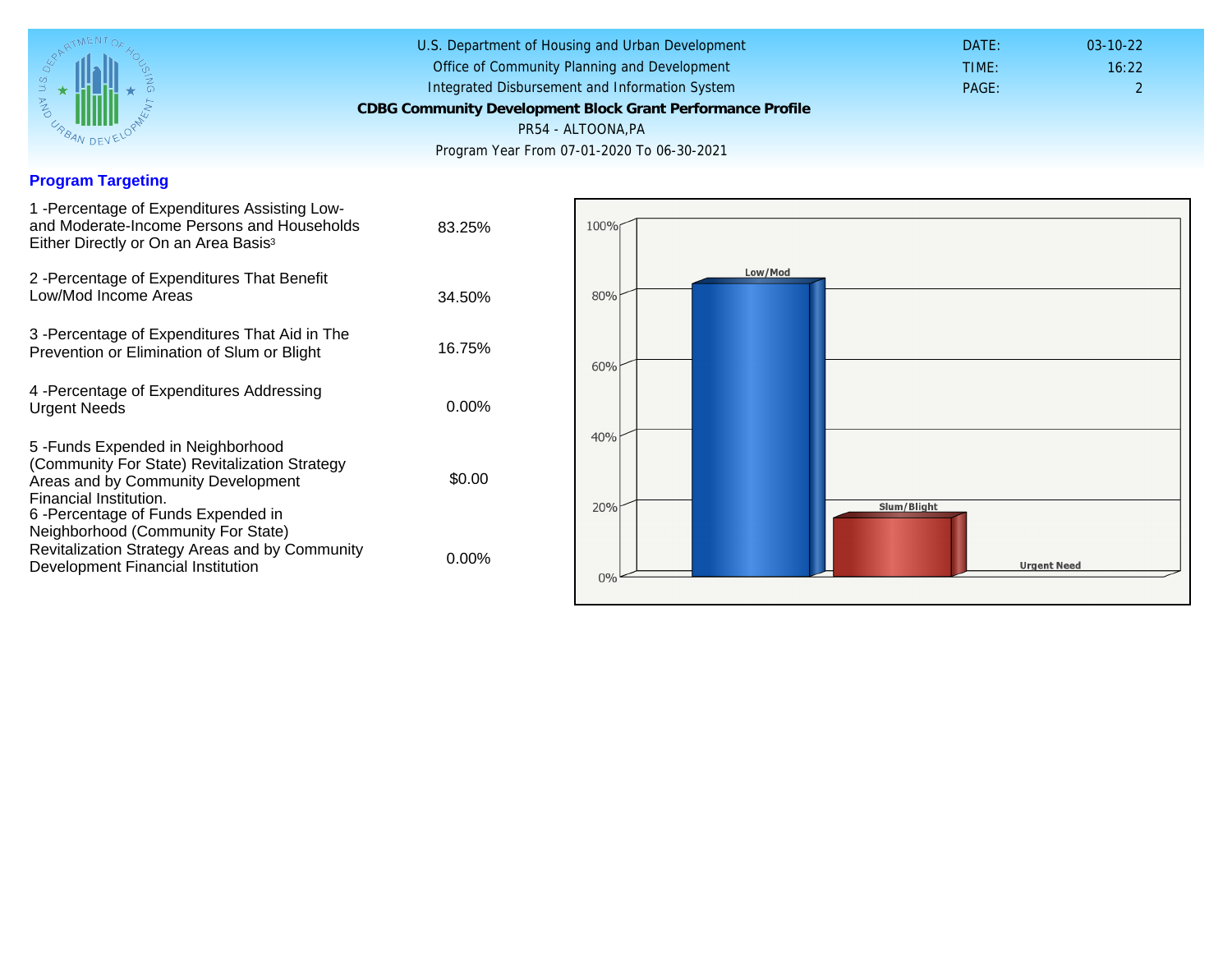U.S. Department of Housing and Urban Development
Office of Community Planning and Development
Integrated Disbursement and Information System
**CDBG Community Development Block Grant Performance Profile**
PR54 - ALTOONA,PA
Program Year From 07-01-2020 To 06-30-2021

DATE: 03-10-22
TIME: 16:22
PAGE: 2

## Program Targeting

| | |
|---|---|
| 1 -Percentage of Expenditures Assisting Low- and Moderate-Income Persons and Households Either Directly or On an Area Basis[3] | 83.25% |
| 2 -Percentage of Expenditures That Benefit Low/Mod Income Areas | 34.50% |
| 3 -Percentage of Expenditures That Aid in The Prevention or Elimination of Slum or Blight | 16.75% |
| 4 -Percentage of Expenditures Addressing Urgent Needs | 0.00% |
| 5 -Funds Expended in Neighborhood (Community For State) Revitalization Strategy Areas and by Community Development Financial Institution. | $0.00 |
| 6 -Percentage of Funds Expended in Neighborhood (Community For State) Revitalization Strategy Areas and by Community Development Financial Institution | 0.00% |

100%
80%
60%
40%
20%
0%
Low/Mod
Slum/Blight
Urgent Need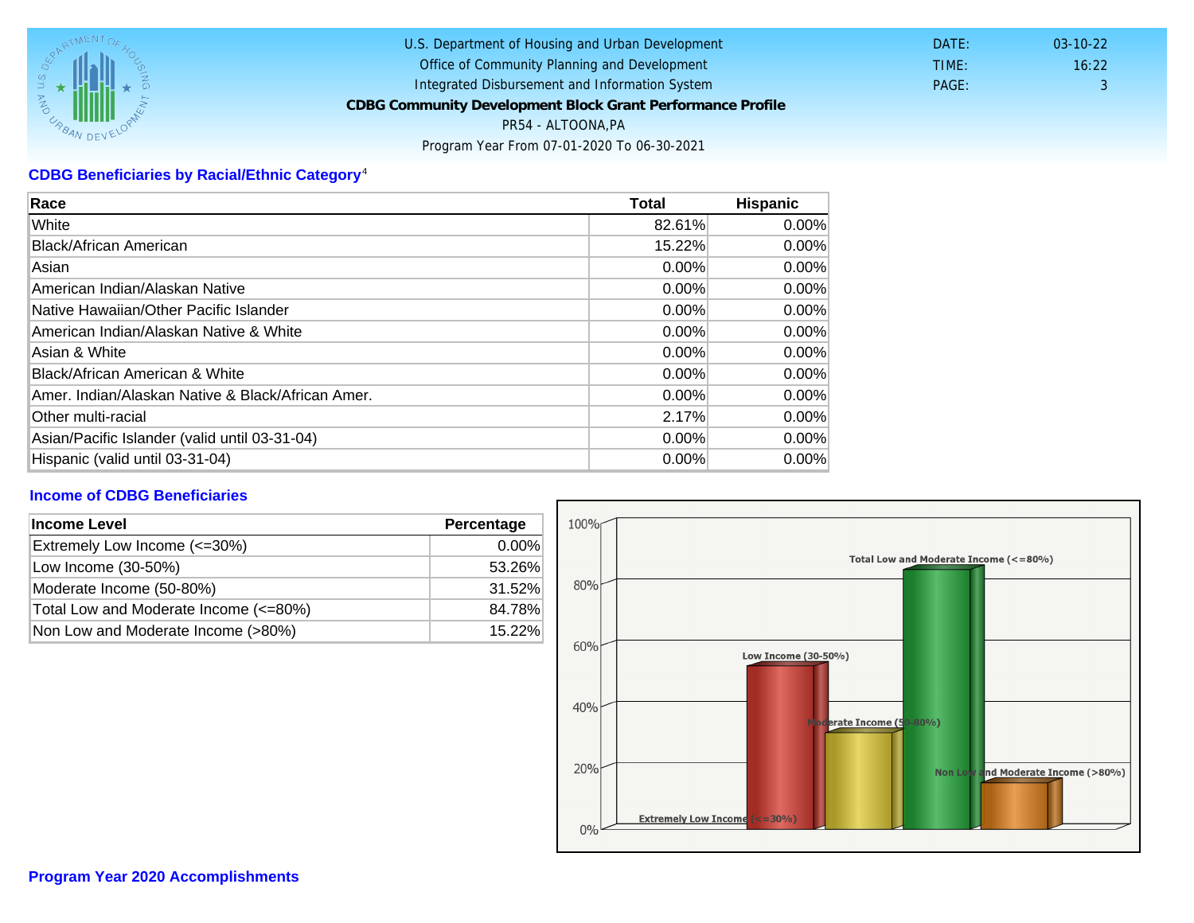U.S. Department of Housing and Urban Development
Office of Community Planning and Development
Integrated Disbursement and Information System
**CDBG Community Development Block Grant Performance Profile**
PR54 - ALTOONA,PA
Program Year From 07-01-2020 To 06-30-2021

DATE: 03-10-22
TIME: 16:22
PAGE: 3

## CDBG Beneficiaries by Racial/Ethnic Category[4]

| Race | Total | Hispanic |
|---|---|---|
| White | 82.61% | 0.00% |
| Black/African American | 15.22% | 0.00% |
| Asian | 0.00% | 0.00% |
| American Indian/Alaskan Native | 0.00% | 0.00% |
| Native Hawaiian/Other Pacific Islander | 0.00% | 0.00% |
| American Indian/Alaskan Native & White | 0.00% | 0.00% |
| Asian & White | 0.00% | 0.00% |
| Black/African American & White | 0.00% | 0.00% |
| Amer. Indian/Alaskan Native & Black/African Amer. | 0.00% | 0.00% |
| Other multi-racial | 2.17% | 0.00% |
| Asian/Pacific Islander (valid until 03-31-04) | 0.00% | 0.00% |
| Hispanic (valid until 03-31-04) | 0.00% | 0.00% |

## Income of CDBG Beneficiaries

| Income Level | Percentage |
|---|---|
| Extremely Low Income (<=30%) | 0.00% |
| Low Income (30-50%) | 53.26% |
| Moderate Income (50-80%) | 31.52% |
| Total Low and Moderate Income (<=80%) | 84.78% |
| Non Low and Moderate Income (>80%) | 15.22% |

## Program Year 2020 Accomplishments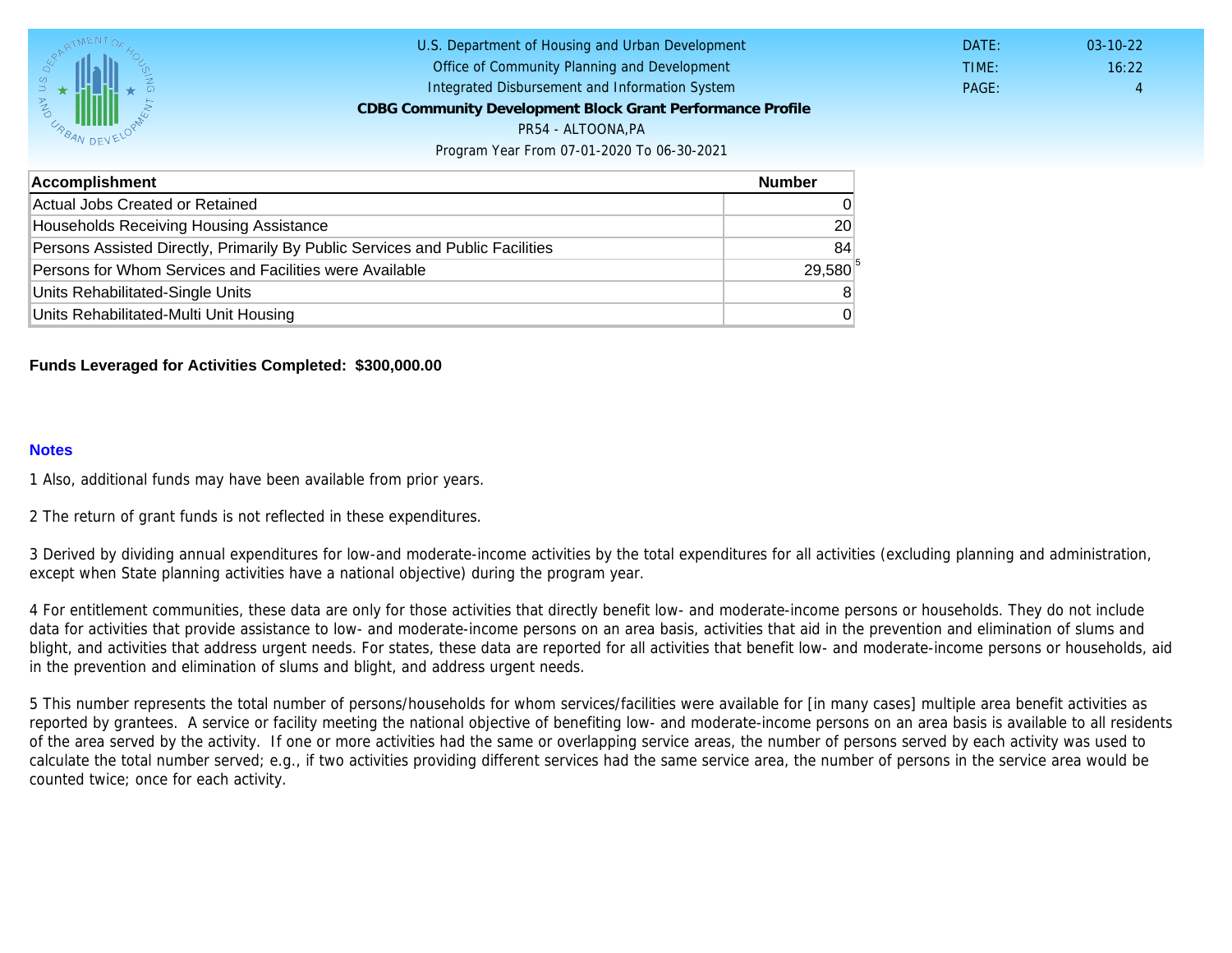U.S. Department of Housing and Urban Development
Office of Community Planning and Development
Integrated Disbursement and Information System
**CDBG Community Development Block Grant Performance Profile**
PR54 - ALTOONA,PA
Program Year From 07-01-2020 To 06-30-2021

DATE: 03-10-22
TIME: 16:22

| Accomplishment | Number |
|---|---|
| Actual Jobs Created or Retained | 0 |
| Households Receiving Housing Assistance | 20 |
| Persons Assisted Directly, Primarily By Public Services and Public Facilities | 84 |
| Persons for Whom Services and Facilities were Available | 29,580 [5] |
| Units Rehabilitated-Single Units | 8 |
| Units Rehabilitated-Multi Unit Housing | 0 |

**Funds Leveraged for Activities Completed: $300,000.00**

## Notes

1 Also, additional funds may have been available from prior years.

2 The return of grant funds is not reflected in these expenditures.

3 Derived by dividing annual expenditures for low-and moderate-income activities by the total expenditures for all activities (excluding planning and administration, except when State planning activities have a national objective) during the program year.

4 For entitlement communities, these data are only for those activities that directly benefit low- and moderate-income persons or households. They do not include data for activities that provide assistance to low- and moderate-income persons on an area basis, activities that aid in the prevention and elimination of slums and blight, and activities that address urgent needs. For states, these data are reported for all activities that benefit low- and moderate-income persons or households, aid in the prevention and elimination of slums and blight, and address urgent needs.

5 This number represents the total number of persons/households for whom services/facilities were available for [in many cases] multiple area benefit activities as reported by grantees. A service or facility meeting the national objective of benefiting low- and moderate-income persons on an area basis is available to all residents of the area served by the activity. If one or more activities had the same or overlapping service areas, the number of persons served by each activity was used to calculate the total number served; e.g., if two activities providing different services had the same service area, the number of persons in the service area would be counted twice; once for each activity.